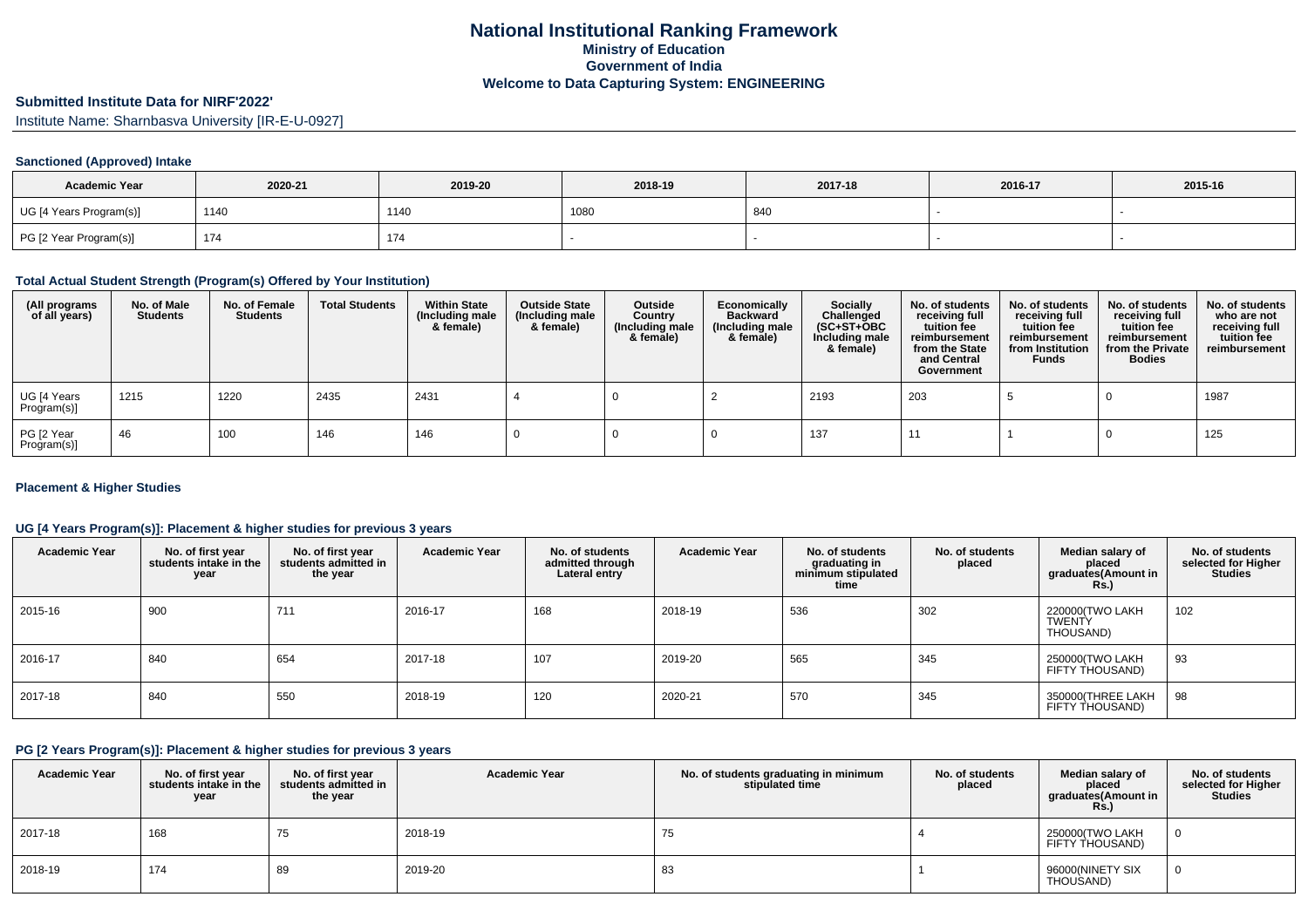# National Institutional Ranking Framework

**Ministry of Education**

**Government of India**

**Welcome to Data Capturing System: ENGINEERING**

## Submitted Institute Data for NIRF'2022'

Institute Name: Sharnbasva University [IR-E-U-0927]

### Sanctioned (Approved) Intake

| Academic Year | 2020-21 | 2019-20 | 2018-19 | 2017-18 | 2016-17 | 2015-16 |
|---|---|---|---|---|---|---|
| UG [4 Years Program(s)] | 1140 | 1140 | 1080 | 840 | - | - |
| PG [2 Year Program(s)] | 174 | 174 | - | - | - | - |

### Total Actual Student Strength (Program(s) Offered by Your Institution)

| (All programs of all years) | No. of Male Students | No. of Female Students | Total Students | Within State (Including male & female) | Outside State (Including male & female) | Outside Country (Including male & female) | Economically Backward (Including male & female) | Socially Challenged (SC+ST+OBC Including male & female) | No. of students receiving full tuition fee reimbursement from the State and Central Government | No. of students receiving full tuition fee reimbursement from Institution Funds | No. of students receiving full tuition fee reimbursement from the Private Bodies | No. of students who are not receiving full tuition fee reimbursement |
|---|---|---|---|---|---|---|---|---|---|---|---|---|
| UG [4 Years Program(s)] | 1215 | 1220 | 2435 | 2431 | 4 | 0 | 2 | 2193 | 203 | 5 | 0 | 1987 |
| PG [2 Year Program(s)] | 46 | 100 | 146 | 146 | 0 | 0 | 0 | 137 | 11 | 1 | 0 | 125 |

### Placement & Higher Studies

#### UG [4 Years Program(s)]: Placement & higher studies for previous 3 years

| Academic Year | No. of first year students intake in the year | No. of first year students admitted in the year | Academic Year | No. of students admitted through Lateral entry | Academic Year | No. of students graduating in minimum stipulated time | No. of students placed | Median salary of placed graduates(Amount in Rs.) | No. of students selected for Higher Studies |
|---|---|---|---|---|---|---|---|---|---|
| 2015-16 | 900 | 711 | 2016-17 | 168 | 2018-19 | 536 | 302 | 220000(TWO LAKH TWENTY THOUSAND) | 102 |
| 2016-17 | 840 | 654 | 2017-18 | 107 | 2019-20 | 565 | 345 | 250000(TWO LAKH FIFTY THOUSAND) | 93 |
| 2017-18 | 840 | 550 | 2018-19 | 120 | 2020-21 | 570 | 345 | 350000(THREE LAKH FIFTY THOUSAND) | 98 |

#### PG [2 Years Program(s)]: Placement & higher studies for previous 3 years

| Academic Year | No. of first year students intake in the year | No. of first year students admitted in the year | Academic Year | No. of students graduating in minimum stipulated time | No. of students placed | Median salary of placed graduates(Amount in Rs.) | No. of students selected for Higher Studies |
|---|---|---|---|---|---|---|---|
| 2017-18 | 168 | 75 | 2018-19 | 75 | 4 | 250000(TWO LAKH FIFTY THOUSAND) | 0 |
| 2018-19 | 174 | 89 | 2019-20 | 83 | 1 | 96000(NINETY SIX THOUSAND) | 0 |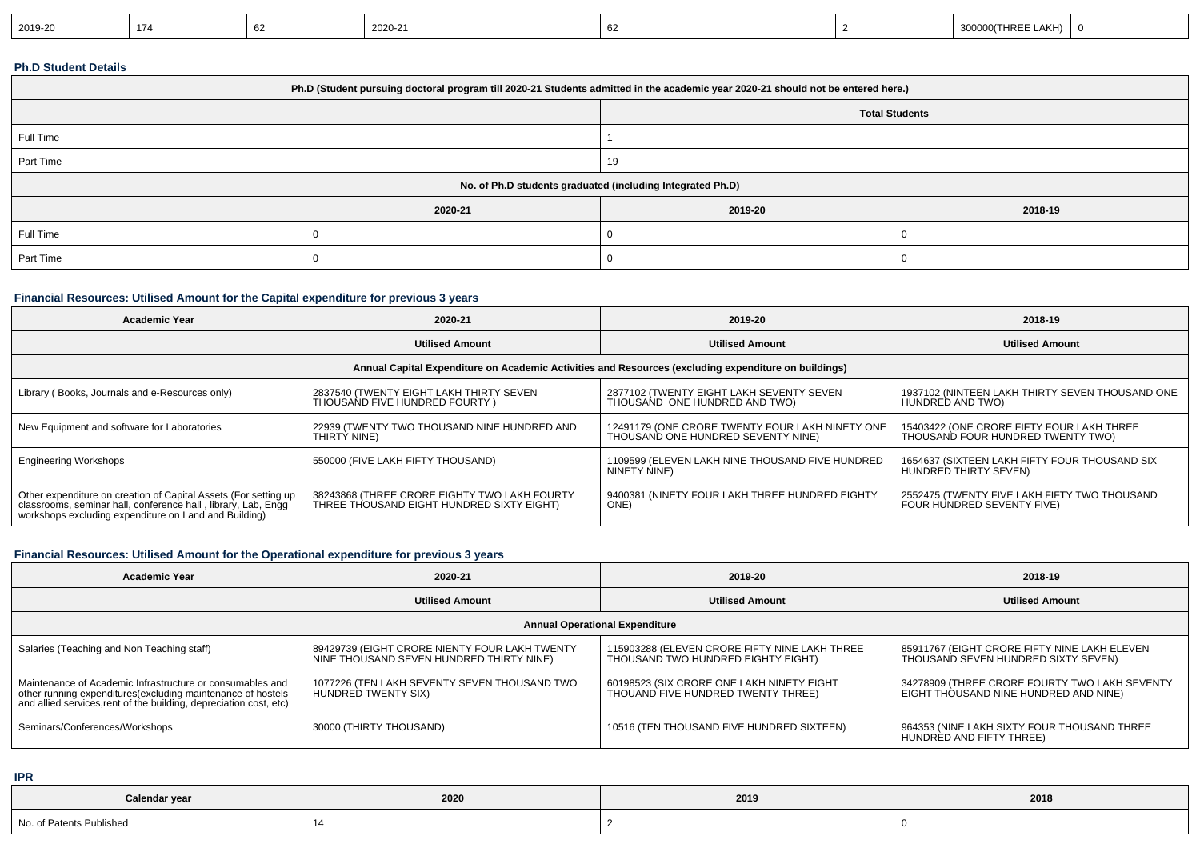| 2019-20 | 174 | 62 | 2020-21 | 62 | 2 | 300000(THREE LAKH) | 0 |
|---|---|---|---|---|---|---|---|

**Ph.D Student Details**

| Ph.D (Student pursuing doctoral program till 2020-21 Students admitted in the academic year 2020-21 should not be entered here.) | | | |
|---|---|---|---|
| | | Total Students | |
| Full Time | | 1 | |
| Part Time | | 19 | |
| No. of Ph.D students graduated (including Integrated Ph.D) | | | |
| | 2020-21 | 2019-20 | 2018-19 |
| Full Time | 0 | 0 | 0 |
| Part Time | 0 | 0 | 0 |

**Financial Resources: Utilised Amount for the Capital expenditure for previous 3 years**

| Academic Year | 2020-21 | 2019-20 | 2018-19 |
|---|---|---|---|
| | Utilised Amount | Utilised Amount | Utilised Amount |
| Annual Capital Expenditure on Academic Activities and Resources (excluding expenditure on buildings) | | | |
| Library ( Books, Journals and e-Resources only) | 2837540 (TWENTY EIGHT LAKH THIRTY SEVEN THOUSAND FIVE HUNDRED FOURTY ) | 2877102 (TWENTY EIGHT LAKH SEVENTY SEVEN THOUSAND ONE HUNDRED AND TWO) | 1937102 (NINTEEN LAKH THIRTY SEVEN THOUSAND ONE HUNDRED AND TWO) |
| New Equipment and software for Laboratories | 22939 (TWENTY TWO THOUSAND NINE HUNDRED AND THIRTY NINE) | 12491179 (ONE CRORE TWENTY FOUR LAKH NINETY ONE THOUSAND ONE HUNDRED SEVENTY NINE) | 15403422 (ONE CRORE FIFTY FOUR LAKH THREE THOUSAND FOUR HUNDRED TWENTY TWO) |
| Engineering Workshops | 550000 (FIVE LAKH FIFTY THOUSAND) | 1109599 (ELEVEN LAKH NINE THOUSAND FIVE HUNDRED NINETY NINE) | 1654637 (SIXTEEN LAKH FIFTY FOUR THOUSAND SIX HUNDRED THIRTY SEVEN) |
| Other expenditure on creation of Capital Assets (For setting up classrooms, seminar hall, conference hall , library, Lab, Engg workshops excluding expenditure on Land and Building) | 38243868 (THREE CRORE EIGHTY TWO LAKH FOURTY THREE THOUSAND EIGHT HUNDRED SIXTY EIGHT) | 9400381 (NINETY FOUR LAKH THREE HUNDRED EIGHTY ONE) | 2552475 (TWENTY FIVE LAKH FIFTY TWO THOUSAND FOUR HUNDRED SEVENTY FIVE) |

**Financial Resources: Utilised Amount for the Operational expenditure for previous 3 years**

| Academic Year | 2020-21 | 2019-20 | 2018-19 |
|---|---|---|---|
| | Utilised Amount | Utilised Amount | Utilised Amount |
| Annual Operational Expenditure | | | |
| Salaries (Teaching and Non Teaching staff) | 89429739 (EIGHT CRORE NIENTY FOUR LAKH TWENTY NINE THOUSAND SEVEN HUNDRED THIRTY NINE) | 115903288 (ELEVEN CRORE FIFTY NINE LAKH THREE THOUSAND TWO HUNDRED EIGHTY EIGHT) | 85911767 (EIGHT CRORE FIFTY NINE LAKH ELEVEN THOUSAND SEVEN HUNDRED SIXTY SEVEN) |
| Maintenance of Academic Infrastructure or consumables and other running expenditures(excluding maintenance of hostels and allied services,rent of the building, depreciation cost, etc) | 1077226 (TEN LAKH SEVENTY SEVEN THOUSAND TWO HUNDRED TWENTY SIX) | 60198523 (SIX CRORE ONE LAKH NINETY EIGHT THOUAND FIVE HUNDRED TWENTY THREE) | 34278909 (THREE CRORE FOURTY TWO LAKH SEVENTY EIGHT THOUSAND NINE HUNDRED AND NINE) |
| Seminars/Conferences/Workshops | 30000 (THIRTY THOUSAND) | 10516 (TEN THOUSAND FIVE HUNDRED SIXTEEN) | 964353 (NINE LAKH SIXTY FOUR THOUSAND THREE HUNDRED AND FIFTY THREE) |

**IPR**

| Calendar year | 2020 | 2019 | 2018 |
|---|---|---|---|
| No. of Patents Published | 14 | 2 | 0 |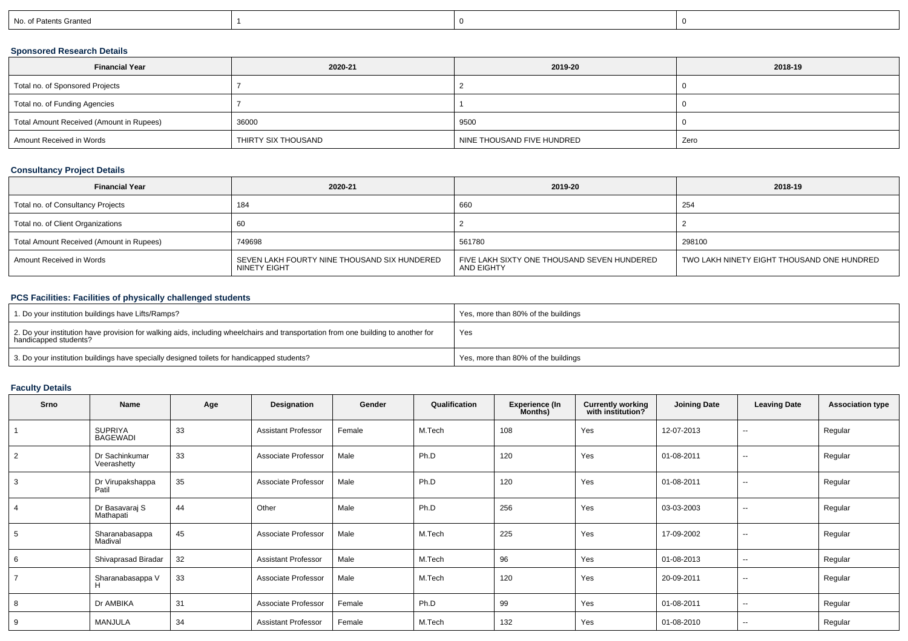| No. of Patents Granted | 1 | 0 | 0 |
|---|---|---|---|

### Sponsored Research Details

| Financial Year | 2020-21 | 2019-20 | 2018-19 |
|---|---|---|---|
| Total no. of Sponsored Projects | 7 | 2 | 0 |
| Total no. of Funding Agencies | 7 | 1 | 0 |
| Total Amount Received (Amount in Rupees) | 36000 | 9500 | 0 |
| Amount Received in Words | THIRTY SIX THOUSAND | NINE THOUSAND FIVE HUNDRED | Zero |

### Consultancy Project Details

| Financial Year | 2020-21 | 2019-20 | 2018-19 |
|---|---|---|---|
| Total no. of Consultancy Projects | 184 | 660 | 254 |
| Total no. of Client Organizations | 60 | 2 | 2 |
| Total Amount Received (Amount in Rupees) | 749698 | 561780 | 298100 |
| Amount Received in Words | SEVEN LAKH FOURTY NINE THOUSAND SIX HUNDERED NINETY EIGHT | FIVE LAKH SIXTY ONE THOUSAND SEVEN HUNDERED AND EIGHTY | TWO LAKH NINETY EIGHT THOUSAND ONE HUNDRED |

### PCS Facilities: Facilities of physically challenged students

| 1. Do your institution buildings have Lifts/Ramps? | Yes, more than 80% of the buildings |
|---|---|
| 2. Do your institution have provision for walking aids, including wheelchairs and transportation from one building to another for handicapped students? | Yes |
| 3. Do your institution buildings have specially designed toilets for handicapped students? | Yes, more than 80% of the buildings |

### Faculty Details

| Srno | Name | Age | Designation | Gender | Qualification | Experience (In Months) | Currently working with institution? | Joining Date | Leaving Date | Association type |
|---|---|---|---|---|---|---|---|---|---|---|
| 1 | SUPRIYA BAGEWADI | 33 | Assistant Professor | Female | M.Tech | 108 | Yes | 12-07-2013 | -- | Regular |
| 2 | Dr Sachinkumar Veerashetty | 33 | Associate Professor | Male | Ph.D | 120 | Yes | 01-08-2011 | -- | Regular |
| 3 | Dr Virupakshappa Patil | 35 | Associate Professor | Male | Ph.D | 120 | Yes | 01-08-2011 | -- | Regular |
| 4 | Dr Basavaraj S Mathapati | 44 | Other | Male | Ph.D | 256 | Yes | 03-03-2003 | -- | Regular |
| 5 | Sharanabasappa Madival | 45 | Associate Professor | Male | M.Tech | 225 | Yes | 17-09-2002 | -- | Regular |
| 6 | Shivaprasad Biradar | 32 | Assistant Professor | Male | M.Tech | 96 | Yes | 01-08-2013 | -- | Regular |
| 7 | Sharanabasappa V H | 33 | Associate Professor | Male | M.Tech | 120 | Yes | 20-09-2011 | -- | Regular |
| 8 | Dr AMBIKA | 31 | Associate Professor | Female | Ph.D | 99 | Yes | 01-08-2011 | -- | Regular |
| 9 | MANJULA | 34 | Assistant Professor | Female | M.Tech | 132 | Yes | 01-08-2010 | -- | Regular |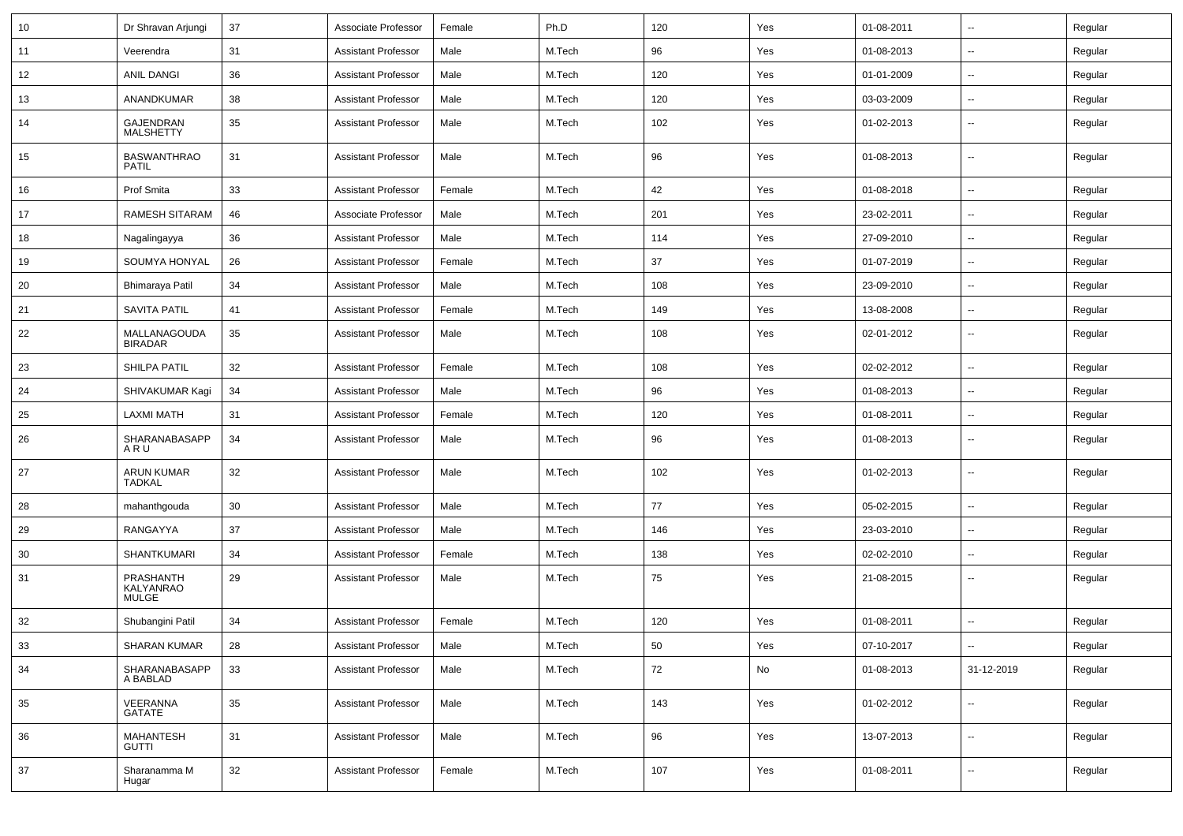| 10 | Dr Shravan Arjungi | 37 | Associate Professor | Female | Ph.D | 120 | Yes | 01-08-2011 | -- | Regular |
|---|---|---|---|---|---|---|---|---|---|---|
| 11 | Veerendra | 31 | Assistant Professor | Male | M.Tech | 96 | Yes | 01-08-2013 | -- | Regular |
| 12 | ANIL DANGI | 36 | Assistant Professor | Male | M.Tech | 120 | Yes | 01-01-2009 | -- | Regular |
| 13 | ANANDKUMAR | 38 | Assistant Professor | Male | M.Tech | 120 | Yes | 03-03-2009 | -- | Regular |
| 14 | GAJENDRAN MALSHETTY | 35 | Assistant Professor | Male | M.Tech | 102 | Yes | 01-02-2013 | -- | Regular |
| 15 | BASWANTHRAO PATIL | 31 | Assistant Professor | Male | M.Tech | 96 | Yes | 01-08-2013 | -- | Regular |
| 16 | Prof Smita | 33 | Assistant Professor | Female | M.Tech | 42 | Yes | 01-08-2018 | -- | Regular |
| 17 | RAMESH SITARAM | 46 | Associate Professor | Male | M.Tech | 201 | Yes | 23-02-2011 | -- | Regular |
| 18 | Nagalingayya | 36 | Assistant Professor | Male | M.Tech | 114 | Yes | 27-09-2010 | -- | Regular |
| 19 | SOUMYA HONYAL | 26 | Assistant Professor | Female | M.Tech | 37 | Yes | 01-07-2019 | -- | Regular |
| 20 | Bhimaraya Patil | 34 | Assistant Professor | Male | M.Tech | 108 | Yes | 23-09-2010 | -- | Regular |
| 21 | SAVITA PATIL | 41 | Assistant Professor | Female | M.Tech | 149 | Yes | 13-08-2008 | -- | Regular |
| 22 | MALLANAGOUDA BIRADAR | 35 | Assistant Professor | Male | M.Tech | 108 | Yes | 02-01-2012 | -- | Regular |
| 23 | SHILPA PATIL | 32 | Assistant Professor | Female | M.Tech | 108 | Yes | 02-02-2012 | -- | Regular |
| 24 | SHIVAKUMAR Kagi | 34 | Assistant Professor | Male | M.Tech | 96 | Yes | 01-08-2013 | -- | Regular |
| 25 | LAXMI MATH | 31 | Assistant Professor | Female | M.Tech | 120 | Yes | 01-08-2011 | -- | Regular |
| 26 | SHARANABASAPPA R U | 34 | Assistant Professor | Male | M.Tech | 96 | Yes | 01-08-2013 | -- | Regular |
| 27 | ARUN KUMAR TADKAL | 32 | Assistant Professor | Male | M.Tech | 102 | Yes | 01-02-2013 | -- | Regular |
| 28 | mahanthgouda | 30 | Assistant Professor | Male | M.Tech | 77 | Yes | 05-02-2015 | -- | Regular |
| 29 | RANGAYYA | 37 | Assistant Professor | Male | M.Tech | 146 | Yes | 23-03-2010 | -- | Regular |
| 30 | SHANTKUMARI | 34 | Assistant Professor | Female | M.Tech | 138 | Yes | 02-02-2010 | -- | Regular |
| 31 | PRASHANTH KALYANRAO MULGE | 29 | Assistant Professor | Male | M.Tech | 75 | Yes | 21-08-2015 | -- | Regular |
| 32 | Shubangini Patil | 34 | Assistant Professor | Female | M.Tech | 120 | Yes | 01-08-2011 | -- | Regular |
| 33 | SHARAN KUMAR | 28 | Assistant Professor | Male | M.Tech | 50 | Yes | 07-10-2017 | -- | Regular |
| 34 | SHARANABASAPPA BABLAD | 33 | Assistant Professor | Male | M.Tech | 72 | No | 01-08-2013 | 31-12-2019 | Regular |
| 35 | VEERANNA GATATE | 35 | Assistant Professor | Male | M.Tech | 143 | Yes | 01-02-2012 | -- | Regular |
| 36 | MAHANTESH GUTTI | 31 | Assistant Professor | Male | M.Tech | 96 | Yes | 13-07-2013 | -- | Regular |
| 37 | Sharanamma M Hugar | 32 | Assistant Professor | Female | M.Tech | 107 | Yes | 01-08-2011 | -- | Regular |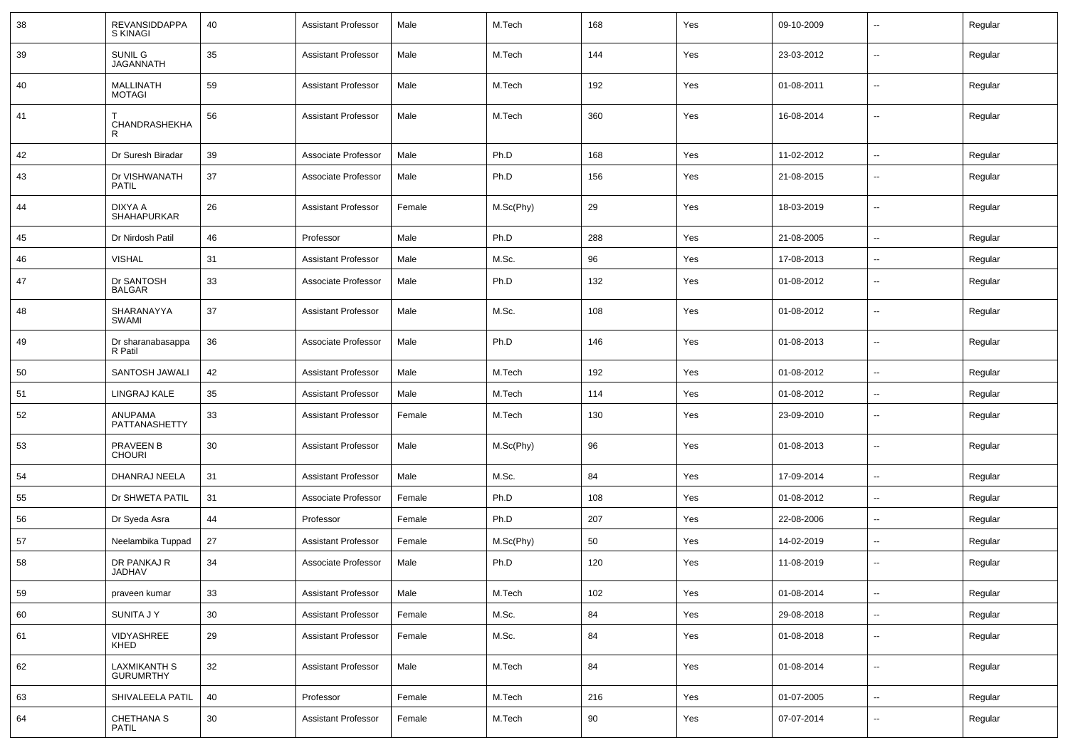| 38 | REVANSIDDAPPA S KINAGI | 40 | Assistant Professor | Male | M.Tech | 168 | Yes | 09-10-2009 | -- | Regular |
|---|---|---|---|---|---|---|---|---|---|---|
| 39 | SUNIL G JAGANNATH | 35 | Assistant Professor | Male | M.Tech | 144 | Yes | 23-03-2012 | -- | Regular |
| 40 | MALLINATH MOTAGI | 59 | Assistant Professor | Male | M.Tech | 192 | Yes | 01-08-2011 | -- | Regular |
| 41 | T CHANDRASHEKHAR | 56 | Assistant Professor | Male | M.Tech | 360 | Yes | 16-08-2014 | -- | Regular |
| 42 | Dr Suresh Biradar | 39 | Associate Professor | Male | Ph.D | 168 | Yes | 11-02-2012 | -- | Regular |
| 43 | Dr VISHWANATH PATIL | 37 | Associate Professor | Male | Ph.D | 156 | Yes | 21-08-2015 | -- | Regular |
| 44 | DIXYA A SHAHAPURKAR | 26 | Assistant Professor | Female | M.Sc(Phy) | 29 | Yes | 18-03-2019 | -- | Regular |
| 45 | Dr Nirdosh Patil | 46 | Professor | Male | Ph.D | 288 | Yes | 21-08-2005 | -- | Regular |
| 46 | VISHAL | 31 | Assistant Professor | Male | M.Sc. | 96 | Yes | 17-08-2013 | -- | Regular |
| 47 | Dr SANTOSH BALGAR | 33 | Associate Professor | Male | Ph.D | 132 | Yes | 01-08-2012 | -- | Regular |
| 48 | SHARANAYYA SWAMI | 37 | Assistant Professor | Male | M.Sc. | 108 | Yes | 01-08-2012 | -- | Regular |
| 49 | Dr sharanabasappa R Patil | 36 | Associate Professor | Male | Ph.D | 146 | Yes | 01-08-2013 | -- | Regular |
| 50 | SANTOSH JAWALI | 42 | Assistant Professor | Male | M.Tech | 192 | Yes | 01-08-2012 | -- | Regular |
| 51 | LINGRAJ KALE | 35 | Assistant Professor | Male | M.Tech | 114 | Yes | 01-08-2012 | -- | Regular |
| 52 | ANUPAMA PATTANASHETTY | 33 | Assistant Professor | Female | M.Tech | 130 | Yes | 23-09-2010 | -- | Regular |
| 53 | PRAVEEN B CHOURI | 30 | Assistant Professor | Male | M.Sc(Phy) | 96 | Yes | 01-08-2013 | -- | Regular |
| 54 | DHANRAJ NEELA | 31 | Assistant Professor | Male | M.Sc. | 84 | Yes | 17-09-2014 | -- | Regular |
| 55 | Dr SHWETA PATIL | 31 | Associate Professor | Female | Ph.D | 108 | Yes | 01-08-2012 | -- | Regular |
| 56 | Dr Syeda Asra | 44 | Professor | Female | Ph.D | 207 | Yes | 22-08-2006 | -- | Regular |
| 57 | Neelambika Tuppad | 27 | Assistant Professor | Female | M.Sc(Phy) | 50 | Yes | 14-02-2019 | -- | Regular |
| 58 | DR PANKAJ R JADHAV | 34 | Associate Professor | Male | Ph.D | 120 | Yes | 11-08-2019 | -- | Regular |
| 59 | praveen kumar | 33 | Assistant Professor | Male | M.Tech | 102 | Yes | 01-08-2014 | -- | Regular |
| 60 | SUNITA J Y | 30 | Assistant Professor | Female | M.Sc. | 84 | Yes | 29-08-2018 | -- | Regular |
| 61 | VIDYASHREE KHED | 29 | Assistant Professor | Female | M.Sc. | 84 | Yes | 01-08-2018 | -- | Regular |
| 62 | LAXMIKANTH S GURUMRTHY | 32 | Assistant Professor | Male | M.Tech | 84 | Yes | 01-08-2014 | -- | Regular |
| 63 | SHIVALEELA PATIL | 40 | Professor | Female | M.Tech | 216 | Yes | 01-07-2005 | -- | Regular |
| 64 | CHETHANA S PATIL | 30 | Assistant Professor | Female | M.Tech | 90 | Yes | 07-07-2014 | -- | Regular |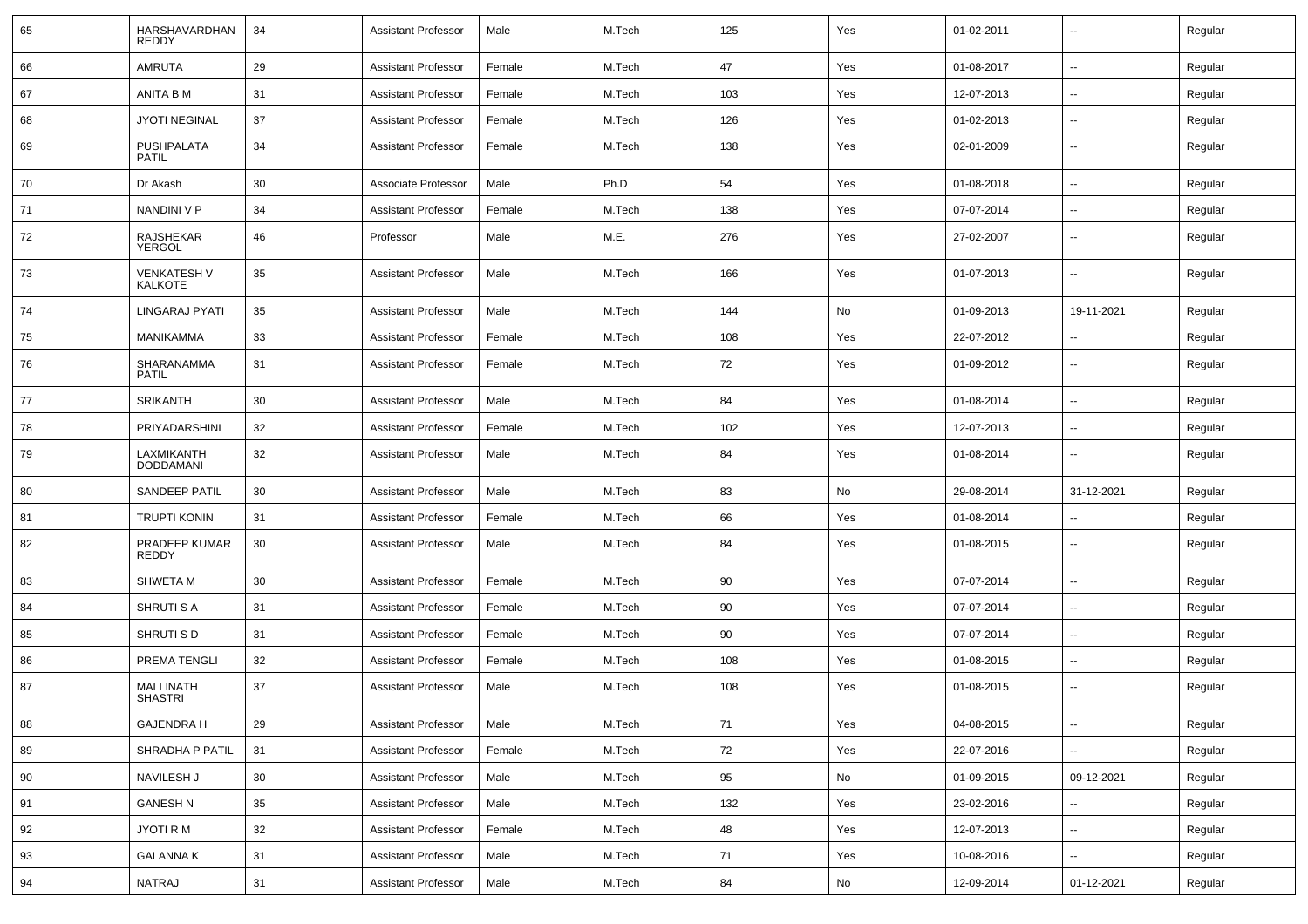| 65 | HARSHAVARDHAN REDDY | 34 | Assistant Professor | Male | M.Tech | 125 | Yes | 01-02-2011 | -- | Regular |
|---|---|---|---|---|---|---|---|---|---|---|
| 66 | AMRUTA | 29 | Assistant Professor | Female | M.Tech | 47 | Yes | 01-08-2017 | -- | Regular |
| 67 | ANITA B M | 31 | Assistant Professor | Female | M.Tech | 103 | Yes | 12-07-2013 | -- | Regular |
| 68 | JYOTI NEGINAL | 37 | Assistant Professor | Female | M.Tech | 126 | Yes | 01-02-2013 | -- | Regular |
| 69 | PUSHPALATA PATIL | 34 | Assistant Professor | Female | M.Tech | 138 | Yes | 02-01-2009 | -- | Regular |
| 70 | Dr Akash | 30 | Associate Professor | Male | Ph.D | 54 | Yes | 01-08-2018 | -- | Regular |
| 71 | NANDINI V P | 34 | Assistant Professor | Female | M.Tech | 138 | Yes | 07-07-2014 | -- | Regular |
| 72 | RAJSHEKAR YERGOL | 46 | Professor | Male | M.E. | 276 | Yes | 27-02-2007 | -- | Regular |
| 73 | VENKATESH V KALKOTE | 35 | Assistant Professor | Male | M.Tech | 166 | Yes | 01-07-2013 | -- | Regular |
| 74 | LINGARAJ PYATI | 35 | Assistant Professor | Male | M.Tech | 144 | No | 01-09-2013 | 19-11-2021 | Regular |
| 75 | MANIKAMMA | 33 | Assistant Professor | Female | M.Tech | 108 | Yes | 22-07-2012 | -- | Regular |
| 76 | SHARANAMMA PATIL | 31 | Assistant Professor | Female | M.Tech | 72 | Yes | 01-09-2012 | -- | Regular |
| 77 | SRIKANTH | 30 | Assistant Professor | Male | M.Tech | 84 | Yes | 01-08-2014 | -- | Regular |
| 78 | PRIYADARSHINI | 32 | Assistant Professor | Female | M.Tech | 102 | Yes | 12-07-2013 | -- | Regular |
| 79 | LAXMIKANTH DODDAMANI | 32 | Assistant Professor | Male | M.Tech | 84 | Yes | 01-08-2014 | -- | Regular |
| 80 | SANDEEP PATIL | 30 | Assistant Professor | Male | M.Tech | 83 | No | 29-08-2014 | 31-12-2021 | Regular |
| 81 | TRUPTI KONIN | 31 | Assistant Professor | Female | M.Tech | 66 | Yes | 01-08-2014 | -- | Regular |
| 82 | PRADEEP KUMAR REDDY | 30 | Assistant Professor | Male | M.Tech | 84 | Yes | 01-08-2015 | -- | Regular |
| 83 | SHWETA M | 30 | Assistant Professor | Female | M.Tech | 90 | Yes | 07-07-2014 | -- | Regular |
| 84 | SHRUTI S A | 31 | Assistant Professor | Female | M.Tech | 90 | Yes | 07-07-2014 | -- | Regular |
| 85 | SHRUTI S D | 31 | Assistant Professor | Female | M.Tech | 90 | Yes | 07-07-2014 | -- | Regular |
| 86 | PREMA TENGLI | 32 | Assistant Professor | Female | M.Tech | 108 | Yes | 01-08-2015 | -- | Regular |
| 87 | MALLINATH SHASTRI | 37 | Assistant Professor | Male | M.Tech | 108 | Yes | 01-08-2015 | -- | Regular |
| 88 | GAJENDRA H | 29 | Assistant Professor | Male | M.Tech | 71 | Yes | 04-08-2015 | -- | Regular |
| 89 | SHRADHA P PATIL | 31 | Assistant Professor | Female | M.Tech | 72 | Yes | 22-07-2016 | -- | Regular |
| 90 | NAVILESH J | 30 | Assistant Professor | Male | M.Tech | 95 | No | 01-09-2015 | 09-12-2021 | Regular |
| 91 | GANESH N | 35 | Assistant Professor | Male | M.Tech | 132 | Yes | 23-02-2016 | -- | Regular |
| 92 | JYOTI R M | 32 | Assistant Professor | Female | M.Tech | 48 | Yes | 12-07-2013 | -- | Regular |
| 93 | GALANNA K | 31 | Assistant Professor | Male | M.Tech | 71 | Yes | 10-08-2016 | -- | Regular |
| 94 | NATRAJ | 31 | Assistant Professor | Male | M.Tech | 84 | No | 12-09-2014 | 01-12-2021 | Regular |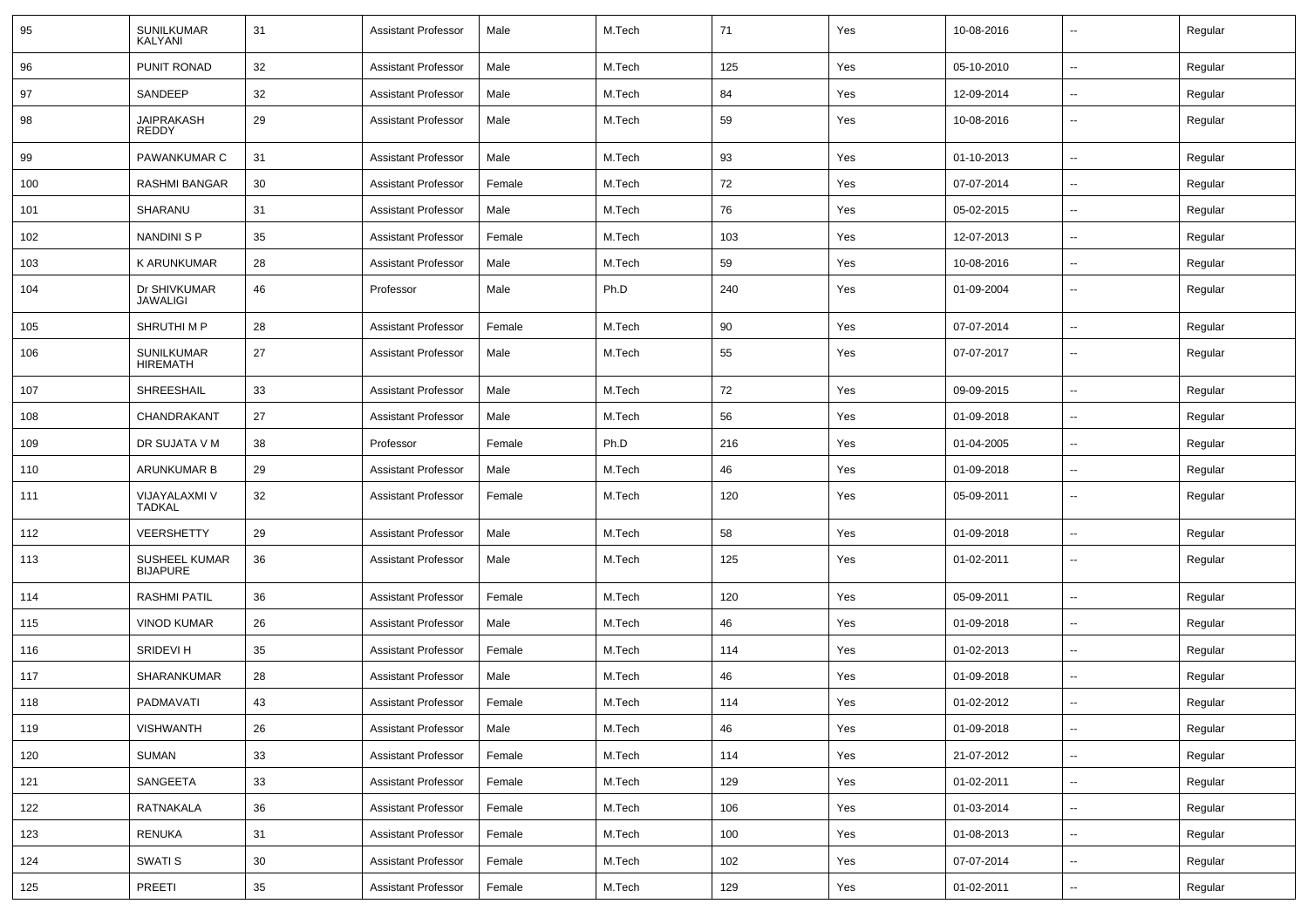| 95 | SUNILKUMAR KALYANI | 31 | Assistant Professor | Male | M.Tech | 71 | Yes | 10-08-2016 | -- | Regular |
|---|---|---|---|---|---|---|---|---|---|---|
| 96 | PUNIT RONAD | 32 | Assistant Professor | Male | M.Tech | 125 | Yes | 05-10-2010 | -- | Regular |
| 97 | SANDEEP | 32 | Assistant Professor | Male | M.Tech | 84 | Yes | 12-09-2014 | -- | Regular |
| 98 | JAIPRAKASH REDDY | 29 | Assistant Professor | Male | M.Tech | 59 | Yes | 10-08-2016 | -- | Regular |
| 99 | PAWANKUMAR C | 31 | Assistant Professor | Male | M.Tech | 93 | Yes | 01-10-2013 | -- | Regular |
| 100 | RASHMI BANGAR | 30 | Assistant Professor | Female | M.Tech | 72 | Yes | 07-07-2014 | -- | Regular |
| 101 | SHARANU | 31 | Assistant Professor | Male | M.Tech | 76 | Yes | 05-02-2015 | -- | Regular |
| 102 | NANDINI S P | 35 | Assistant Professor | Female | M.Tech | 103 | Yes | 12-07-2013 | -- | Regular |
| 103 | K ARUNKUMAR | 28 | Assistant Professor | Male | M.Tech | 59 | Yes | 10-08-2016 | -- | Regular |
| 104 | Dr SHIVKUMAR JAWALIGI | 46 | Professor | Male | Ph.D | 240 | Yes | 01-09-2004 | -- | Regular |
| 105 | SHRUTHI M P | 28 | Assistant Professor | Female | M.Tech | 90 | Yes | 07-07-2014 | -- | Regular |
| 106 | SUNILKUMAR HIREMATH | 27 | Assistant Professor | Male | M.Tech | 55 | Yes | 07-07-2017 | -- | Regular |
| 107 | SHREESHAIL | 33 | Assistant Professor | Male | M.Tech | 72 | Yes | 09-09-2015 | -- | Regular |
| 108 | CHANDRAKANT | 27 | Assistant Professor | Male | M.Tech | 56 | Yes | 01-09-2018 | -- | Regular |
| 109 | DR SUJATA V M | 38 | Professor | Female | Ph.D | 216 | Yes | 01-04-2005 | -- | Regular |
| 110 | ARUNKUMAR B | 29 | Assistant Professor | Male | M.Tech | 46 | Yes | 01-09-2018 | -- | Regular |
| 111 | VIJAYALAXMI V TADKAL | 32 | Assistant Professor | Female | M.Tech | 120 | Yes | 05-09-2011 | -- | Regular |
| 112 | VEERSHETTY | 29 | Assistant Professor | Male | M.Tech | 58 | Yes | 01-09-2018 | -- | Regular |
| 113 | SUSHEEL KUMAR BIJAPURE | 36 | Assistant Professor | Male | M.Tech | 125 | Yes | 01-02-2011 | -- | Regular |
| 114 | RASHMI PATIL | 36 | Assistant Professor | Female | M.Tech | 120 | Yes | 05-09-2011 | -- | Regular |
| 115 | VINOD KUMAR | 26 | Assistant Professor | Male | M.Tech | 46 | Yes | 01-09-2018 | -- | Regular |
| 116 | SRIDEVI H | 35 | Assistant Professor | Female | M.Tech | 114 | Yes | 01-02-2013 | -- | Regular |
| 117 | SHARANKUMAR | 28 | Assistant Professor | Male | M.Tech | 46 | Yes | 01-09-2018 | -- | Regular |
| 118 | PADMAVATI | 43 | Assistant Professor | Female | M.Tech | 114 | Yes | 01-02-2012 | -- | Regular |
| 119 | VISHWANTH | 26 | Assistant Professor | Male | M.Tech | 46 | Yes | 01-09-2018 | -- | Regular |
| 120 | SUMAN | 33 | Assistant Professor | Female | M.Tech | 114 | Yes | 21-07-2012 | -- | Regular |
| 121 | SANGEETA | 33 | Assistant Professor | Female | M.Tech | 129 | Yes | 01-02-2011 | -- | Regular |
| 122 | RATNAKALA | 36 | Assistant Professor | Female | M.Tech | 106 | Yes | 01-03-2014 | -- | Regular |
| 123 | RENUKA | 31 | Assistant Professor | Female | M.Tech | 100 | Yes | 01-08-2013 | -- | Regular |
| 124 | SWATI S | 30 | Assistant Professor | Female | M.Tech | 102 | Yes | 07-07-2014 | -- | Regular |
| 125 | PREETI | 35 | Assistant Professor | Female | M.Tech | 129 | Yes | 01-02-2011 | -- | Regular |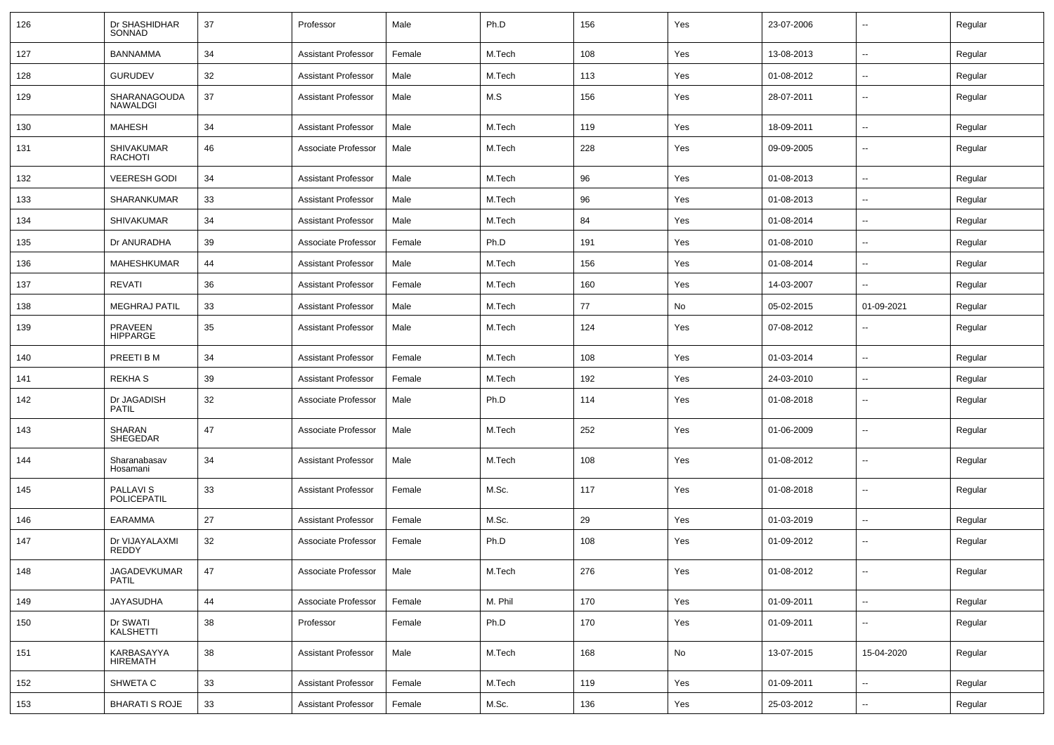| 126 | Dr SHASHIDHAR SONNAD | 37 | Professor | Male | Ph.D | 156 | Yes | 23-07-2006 | -- | Regular |
|---|---|---|---|---|---|---|---|---|---|---|
| 127 | BANNAMMA | 34 | Assistant Professor | Female | M.Tech | 108 | Yes | 13-08-2013 | -- | Regular |
| 128 | GURUDEV | 32 | Assistant Professor | Male | M.Tech | 113 | Yes | 01-08-2012 | -- | Regular |
| 129 | SHARANAGOUDA NAWALDGI | 37 | Assistant Professor | Male | M.S | 156 | Yes | 28-07-2011 | -- | Regular |
| 130 | MAHESH | 34 | Assistant Professor | Male | M.Tech | 119 | Yes | 18-09-2011 | -- | Regular |
| 131 | SHIVAKUMAR RACHOTI | 46 | Associate Professor | Male | M.Tech | 228 | Yes | 09-09-2005 | -- | Regular |
| 132 | VEERESH GODI | 34 | Assistant Professor | Male | M.Tech | 96 | Yes | 01-08-2013 | -- | Regular |
| 133 | SHARANKUMAR | 33 | Assistant Professor | Male | M.Tech | 96 | Yes | 01-08-2013 | -- | Regular |
| 134 | SHIVAKUMAR | 34 | Assistant Professor | Male | M.Tech | 84 | Yes | 01-08-2014 | -- | Regular |
| 135 | Dr ANURADHA | 39 | Associate Professor | Female | Ph.D | 191 | Yes | 01-08-2010 | -- | Regular |
| 136 | MAHESHKUMAR | 44 | Assistant Professor | Male | M.Tech | 156 | Yes | 01-08-2014 | -- | Regular |
| 137 | REVATI | 36 | Assistant Professor | Female | M.Tech | 160 | Yes | 14-03-2007 | -- | Regular |
| 138 | MEGHRAJ PATIL | 33 | Assistant Professor | Male | M.Tech | 77 | No | 05-02-2015 | 01-09-2021 | Regular |
| 139 | PRAVEEN HIPPARGE | 35 | Assistant Professor | Male | M.Tech | 124 | Yes | 07-08-2012 | -- | Regular |
| 140 | PREETI B M | 34 | Assistant Professor | Female | M.Tech | 108 | Yes | 01-03-2014 | -- | Regular |
| 141 | REKHA S | 39 | Assistant Professor | Female | M.Tech | 192 | Yes | 24-03-2010 | -- | Regular |
| 142 | Dr JAGADISH PATIL | 32 | Associate Professor | Male | Ph.D | 114 | Yes | 01-08-2018 | -- | Regular |
| 143 | SHARAN SHEGEDAR | 47 | Associate Professor | Male | M.Tech | 252 | Yes | 01-06-2009 | -- | Regular |
| 144 | Sharanabasav Hosamani | 34 | Assistant Professor | Male | M.Tech | 108 | Yes | 01-08-2012 | -- | Regular |
| 145 | PALLAVI S POLICEPATIL | 33 | Assistant Professor | Female | M.Sc. | 117 | Yes | 01-08-2018 | -- | Regular |
| 146 | EARAMMA | 27 | Assistant Professor | Female | M.Sc. | 29 | Yes | 01-03-2019 | -- | Regular |
| 147 | Dr VIJAYALAXMI REDDY | 32 | Associate Professor | Female | Ph.D | 108 | Yes | 01-09-2012 | -- | Regular |
| 148 | JAGADEVKUMAR PATIL | 47 | Associate Professor | Male | M.Tech | 276 | Yes | 01-08-2012 | -- | Regular |
| 149 | JAYASUDHA | 44 | Associate Professor | Female | M. Phil | 170 | Yes | 01-09-2011 | -- | Regular |
| 150 | Dr SWATI KALSHETTI | 38 | Professor | Female | Ph.D | 170 | Yes | 01-09-2011 | -- | Regular |
| 151 | KARBASAYYA HIREMATH | 38 | Assistant Professor | Male | M.Tech | 168 | No | 13-07-2015 | 15-04-2020 | Regular |
| 152 | SHWETA C | 33 | Assistant Professor | Female | M.Tech | 119 | Yes | 01-09-2011 | -- | Regular |
| 153 | BHARATI S ROJE | 33 | Assistant Professor | Female | M.Sc. | 136 | Yes | 25-03-2012 | -- | Regular |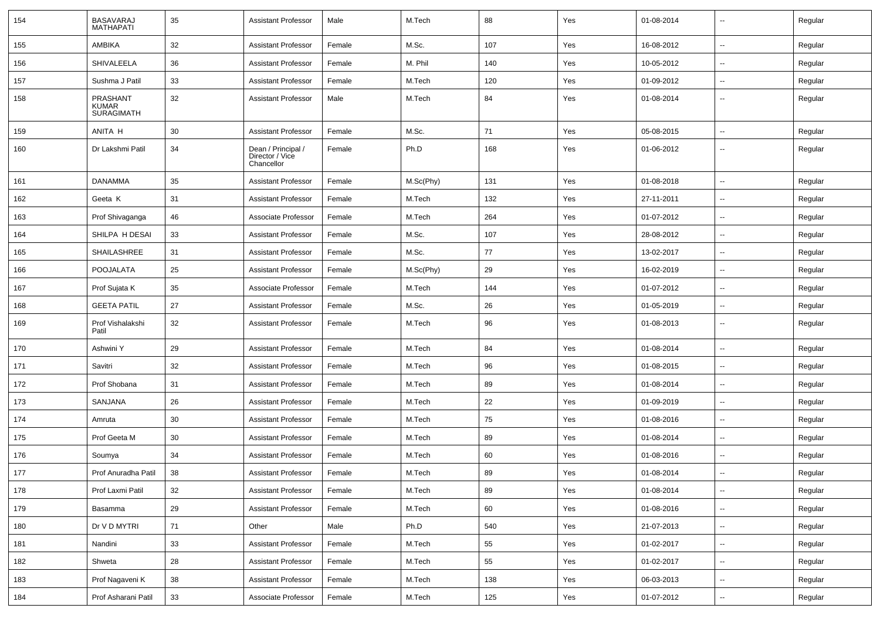| 154 | BASAVARAJ MATHAPATI | 35 | Assistant Professor | Male | M.Tech | 88 | Yes | 01-08-2014 | -- | Regular |
|---|---|---|---|---|---|---|---|---|---|---|
| 155 | AMBIKA | 32 | Assistant Professor | Female | M.Sc. | 107 | Yes | 16-08-2012 | -- | Regular |
| 156 | SHIVALEELA | 36 | Assistant Professor | Female | M. Phil | 140 | Yes | 10-05-2012 | -- | Regular |
| 157 | Sushma J Patil | 33 | Assistant Professor | Female | M.Tech | 120 | Yes | 01-09-2012 | -- | Regular |
| 158 | PRASHANT KUMAR SURAGIMATH | 32 | Assistant Professor | Male | M.Tech | 84 | Yes | 01-08-2014 | -- | Regular |
| 159 | ANITA H | 30 | Assistant Professor | Female | M.Sc. | 71 | Yes | 05-08-2015 | -- | Regular |
| 160 | Dr Lakshmi Patil | 34 | Dean / Principal / Director / Vice Chancellor | Female | Ph.D | 168 | Yes | 01-06-2012 | -- | Regular |
| 161 | DANAMMA | 35 | Assistant Professor | Female | M.Sc(Phy) | 131 | Yes | 01-08-2018 | -- | Regular |
| 162 | Geeta K | 31 | Assistant Professor | Female | M.Tech | 132 | Yes | 27-11-2011 | -- | Regular |
| 163 | Prof Shivaganga | 46 | Associate Professor | Female | M.Tech | 264 | Yes | 01-07-2012 | -- | Regular |
| 164 | SHILPA H DESAI | 33 | Assistant Professor | Female | M.Sc. | 107 | Yes | 28-08-2012 | -- | Regular |
| 165 | SHAILASHREE | 31 | Assistant Professor | Female | M.Sc. | 77 | Yes | 13-02-2017 | -- | Regular |
| 166 | POOJALATA | 25 | Assistant Professor | Female | M.Sc(Phy) | 29 | Yes | 16-02-2019 | -- | Regular |
| 167 | Prof Sujata K | 35 | Associate Professor | Female | M.Tech | 144 | Yes | 01-07-2012 | -- | Regular |
| 168 | GEETA PATIL | 27 | Assistant Professor | Female | M.Sc. | 26 | Yes | 01-05-2019 | -- | Regular |
| 169 | Prof Vishalakshi Patil | 32 | Assistant Professor | Female | M.Tech | 96 | Yes | 01-08-2013 | -- | Regular |
| 170 | Ashwini Y | 29 | Assistant Professor | Female | M.Tech | 84 | Yes | 01-08-2014 | -- | Regular |
| 171 | Savitri | 32 | Assistant Professor | Female | M.Tech | 96 | Yes | 01-08-2015 | -- | Regular |
| 172 | Prof Shobana | 31 | Assistant Professor | Female | M.Tech | 89 | Yes | 01-08-2014 | -- | Regular |
| 173 | SANJANA | 26 | Assistant Professor | Female | M.Tech | 22 | Yes | 01-09-2019 | -- | Regular |
| 174 | Amruta | 30 | Assistant Professor | Female | M.Tech | 75 | Yes | 01-08-2016 | -- | Regular |
| 175 | Prof Geeta M | 30 | Assistant Professor | Female | M.Tech | 89 | Yes | 01-08-2014 | -- | Regular |
| 176 | Soumya | 34 | Assistant Professor | Female | M.Tech | 60 | Yes | 01-08-2016 | -- | Regular |
| 177 | Prof Anuradha Patil | 38 | Assistant Professor | Female | M.Tech | 89 | Yes | 01-08-2014 | -- | Regular |
| 178 | Prof Laxmi Patil | 32 | Assistant Professor | Female | M.Tech | 89 | Yes | 01-08-2014 | -- | Regular |
| 179 | Basamma | 29 | Assistant Professor | Female | M.Tech | 60 | Yes | 01-08-2016 | -- | Regular |
| 180 | Dr V D MYTRI | 71 | Other | Male | Ph.D | 540 | Yes | 21-07-2013 | -- | Regular |
| 181 | Nandini | 33 | Assistant Professor | Female | M.Tech | 55 | Yes | 01-02-2017 | -- | Regular |
| 182 | Shweta | 28 | Assistant Professor | Female | M.Tech | 55 | Yes | 01-02-2017 | -- | Regular |
| 183 | Prof Nagaveni K | 38 | Assistant Professor | Female | M.Tech | 138 | Yes | 06-03-2013 | -- | Regular |
| 184 | Prof Asharani Patil | 33 | Associate Professor | Female | M.Tech | 125 | Yes | 01-07-2012 | -- | Regular |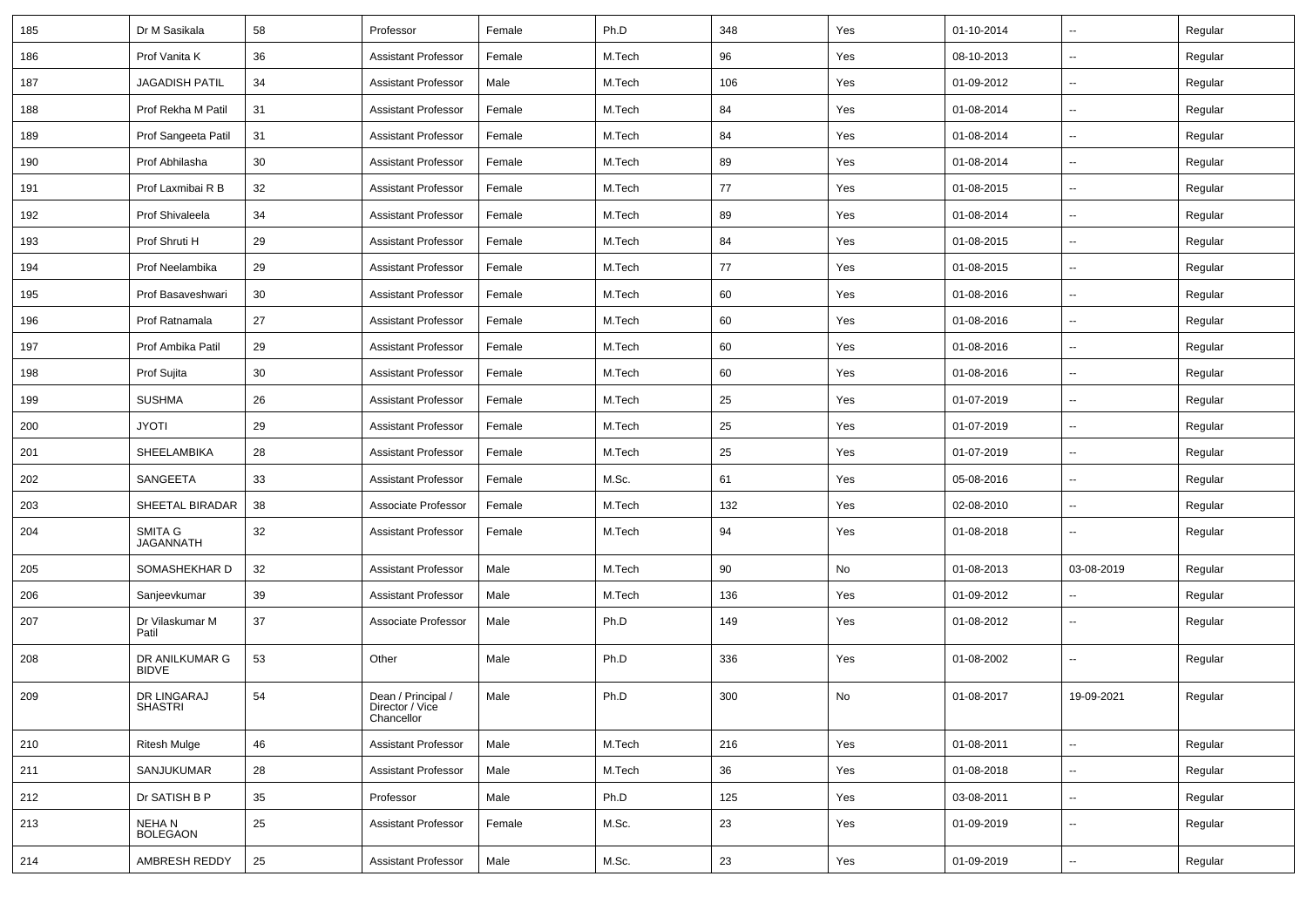| 185 | Dr M Sasikala | 58 | Professor | Female | Ph.D | 348 | Yes | 01-10-2014 | -- | Regular |
|---|---|---|---|---|---|---|---|---|---|---|
| 186 | Prof Vanita K | 36 | Assistant Professor | Female | M.Tech | 96 | Yes | 08-10-2013 | -- | Regular |
| 187 | JAGADISH PATIL | 34 | Assistant Professor | Male | M.Tech | 106 | Yes | 01-09-2012 | -- | Regular |
| 188 | Prof Rekha M Patil | 31 | Assistant Professor | Female | M.Tech | 84 | Yes | 01-08-2014 | -- | Regular |
| 189 | Prof Sangeeta Patil | 31 | Assistant Professor | Female | M.Tech | 84 | Yes | 01-08-2014 | -- | Regular |
| 190 | Prof Abhilasha | 30 | Assistant Professor | Female | M.Tech | 89 | Yes | 01-08-2014 | -- | Regular |
| 191 | Prof Laxmibai R B | 32 | Assistant Professor | Female | M.Tech | 77 | Yes | 01-08-2015 | -- | Regular |
| 192 | Prof Shivaleela | 34 | Assistant Professor | Female | M.Tech | 89 | Yes | 01-08-2014 | -- | Regular |
| 193 | Prof Shruti H | 29 | Assistant Professor | Female | M.Tech | 84 | Yes | 01-08-2015 | -- | Regular |
| 194 | Prof Neelambika | 29 | Assistant Professor | Female | M.Tech | 77 | Yes | 01-08-2015 | -- | Regular |
| 195 | Prof Basaveshwari | 30 | Assistant Professor | Female | M.Tech | 60 | Yes | 01-08-2016 | -- | Regular |
| 196 | Prof Ratnamala | 27 | Assistant Professor | Female | M.Tech | 60 | Yes | 01-08-2016 | -- | Regular |
| 197 | Prof Ambika Patil | 29 | Assistant Professor | Female | M.Tech | 60 | Yes | 01-08-2016 | -- | Regular |
| 198 | Prof Sujita | 30 | Assistant Professor | Female | M.Tech | 60 | Yes | 01-08-2016 | -- | Regular |
| 199 | SUSHMA | 26 | Assistant Professor | Female | M.Tech | 25 | Yes | 01-07-2019 | -- | Regular |
| 200 | JYOTI | 29 | Assistant Professor | Female | M.Tech | 25 | Yes | 01-07-2019 | -- | Regular |
| 201 | SHEELAMBIKA | 28 | Assistant Professor | Female | M.Tech | 25 | Yes | 01-07-2019 | -- | Regular |
| 202 | SANGEETA | 33 | Assistant Professor | Female | M.Sc. | 61 | Yes | 05-08-2016 | -- | Regular |
| 203 | SHEETAL BIRADAR | 38 | Associate Professor | Female | M.Tech | 132 | Yes | 02-08-2010 | -- | Regular |
| 204 | SMITA G JAGANNATH | 32 | Assistant Professor | Female | M.Tech | 94 | Yes | 01-08-2018 | -- | Regular |
| 205 | SOMASHEKHAR D | 32 | Assistant Professor | Male | M.Tech | 90 | No | 01-08-2013 | 03-08-2019 | Regular |
| 206 | Sanjeevkumar | 39 | Assistant Professor | Male | M.Tech | 136 | Yes | 01-09-2012 | -- | Regular |
| 207 | Dr Vilaskumar M Patil | 37 | Associate Professor | Male | Ph.D | 149 | Yes | 01-08-2012 | -- | Regular |
| 208 | DR ANILKUMAR G BIDVE | 53 | Other | Male | Ph.D | 336 | Yes | 01-08-2002 | -- | Regular |
| 209 | DR LINGARAJ SHASTRI | 54 | Dean / Principal / Director / Vice Chancellor | Male | Ph.D | 300 | No | 01-08-2017 | 19-09-2021 | Regular |
| 210 | Ritesh Mulge | 46 | Assistant Professor | Male | M.Tech | 216 | Yes | 01-08-2011 | -- | Regular |
| 211 | SANJUKUMAR | 28 | Assistant Professor | Male | M.Tech | 36 | Yes | 01-08-2018 | -- | Regular |
| 212 | Dr SATISH B P | 35 | Professor | Male | Ph.D | 125 | Yes | 03-08-2011 | -- | Regular |
| 213 | NEHA N BOLEGAON | 25 | Assistant Professor | Female | M.Sc. | 23 | Yes | 01-09-2019 | -- | Regular |
| 214 | AMBRESH REDDY | 25 | Assistant Professor | Male | M.Sc. | 23 | Yes | 01-09-2019 | -- | Regular |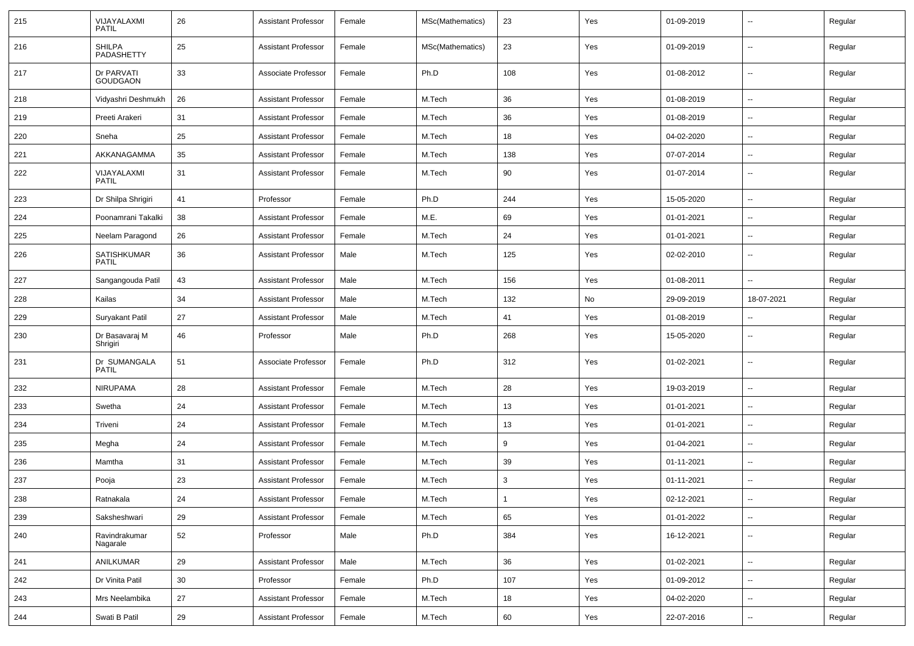| 215 | VIJAYALAXMI PATIL | 26 | Assistant Professor | Female | MSc(Mathematics) | 23 | Yes | 01-09-2019 | -- | Regular |
|---|---|---|---|---|---|---|---|---|---|---|
| 216 | SHILPA PADASHETTY | 25 | Assistant Professor | Female | MSc(Mathematics) | 23 | Yes | 01-09-2019 | -- | Regular |
| 217 | Dr PARVATI GOUDGAON | 33 | Associate Professor | Female | Ph.D | 108 | Yes | 01-08-2012 | -- | Regular |
| 218 | Vidyashri Deshmukh | 26 | Assistant Professor | Female | M.Tech | 36 | Yes | 01-08-2019 | -- | Regular |
| 219 | Preeti Arakeri | 31 | Assistant Professor | Female | M.Tech | 36 | Yes | 01-08-2019 | -- | Regular |
| 220 | Sneha | 25 | Assistant Professor | Female | M.Tech | 18 | Yes | 04-02-2020 | -- | Regular |
| 221 | AKKANAGAMMA | 35 | Assistant Professor | Female | M.Tech | 138 | Yes | 07-07-2014 | -- | Regular |
| 222 | VIJAYALAXMI PATIL | 31 | Assistant Professor | Female | M.Tech | 90 | Yes | 01-07-2014 | -- | Regular |
| 223 | Dr Shilpa Shrigiri | 41 | Professor | Female | Ph.D | 244 | Yes | 15-05-2020 | -- | Regular |
| 224 | Poonamrani Takalki | 38 | Assistant Professor | Female | M.E. | 69 | Yes | 01-01-2021 | -- | Regular |
| 225 | Neelam Paragond | 26 | Assistant Professor | Female | M.Tech | 24 | Yes | 01-01-2021 | -- | Regular |
| 226 | SATISHKUMAR PATIL | 36 | Assistant Professor | Male | M.Tech | 125 | Yes | 02-02-2010 | -- | Regular |
| 227 | Sangangouda Patil | 43 | Assistant Professor | Male | M.Tech | 156 | Yes | 01-08-2011 | -- | Regular |
| 228 | Kailas | 34 | Assistant Professor | Male | M.Tech | 132 | No | 29-09-2019 | 18-07-2021 | Regular |
| 229 | Suryakant Patil | 27 | Assistant Professor | Male | M.Tech | 41 | Yes | 01-08-2019 | -- | Regular |
| 230 | Dr Basavaraj M Shrigiri | 46 | Professor | Male | Ph.D | 268 | Yes | 15-05-2020 | -- | Regular |
| 231 | Dr SUMANGALA PATIL | 51 | Associate Professor | Female | Ph.D | 312 | Yes | 01-02-2021 | -- | Regular |
| 232 | NIRUPAMA | 28 | Assistant Professor | Female | M.Tech | 28 | Yes | 19-03-2019 | -- | Regular |
| 233 | Swetha | 24 | Assistant Professor | Female | M.Tech | 13 | Yes | 01-01-2021 | -- | Regular |
| 234 | Triveni | 24 | Assistant Professor | Female | M.Tech | 13 | Yes | 01-01-2021 | -- | Regular |
| 235 | Megha | 24 | Assistant Professor | Female | M.Tech | 9 | Yes | 01-04-2021 | -- | Regular |
| 236 | Mamtha | 31 | Assistant Professor | Female | M.Tech | 39 | Yes | 01-11-2021 | -- | Regular |
| 237 | Pooja | 23 | Assistant Professor | Female | M.Tech | 3 | Yes | 01-11-2021 | -- | Regular |
| 238 | Ratnakala | 24 | Assistant Professor | Female | M.Tech | 1 | Yes | 02-12-2021 | -- | Regular |
| 239 | Saksheshwari | 29 | Assistant Professor | Female | M.Tech | 65 | Yes | 01-01-2022 | -- | Regular |
| 240 | Ravindrakumar Nagarale | 52 | Professor | Male | Ph.D | 384 | Yes | 16-12-2021 | -- | Regular |
| 241 | ANILKUMAR | 29 | Assistant Professor | Male | M.Tech | 36 | Yes | 01-02-2021 | -- | Regular |
| 242 | Dr Vinita Patil | 30 | Professor | Female | Ph.D | 107 | Yes | 01-09-2012 | -- | Regular |
| 243 | Mrs Neelambika | 27 | Assistant Professor | Female | M.Tech | 18 | Yes | 04-02-2020 | -- | Regular |
| 244 | Swati B Patil | 29 | Assistant Professor | Female | M.Tech | 60 | Yes | 22-07-2016 | -- | Regular |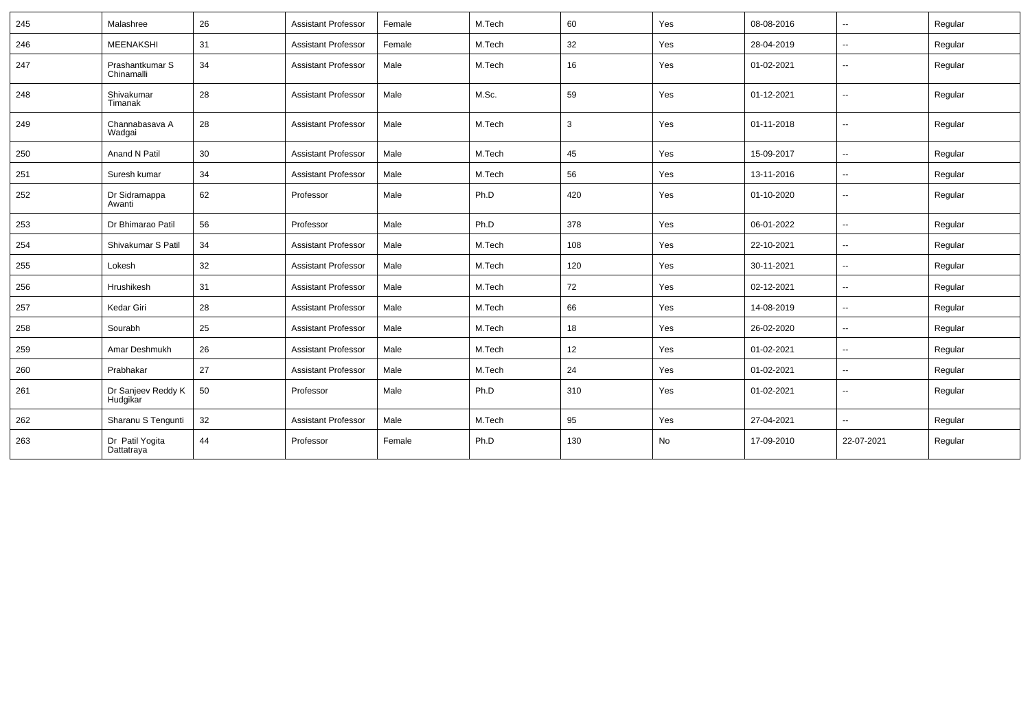| | | | | | | | | | | |
|---|---|---|---|---|---|---|---|---|---|---|
| 245 | Malashree | 26 | Assistant Professor | Female | M.Tech | 60 | Yes | 08-08-2016 | -- | Regular |
| 246 | MEENAKSHI | 31 | Assistant Professor | Female | M.Tech | 32 | Yes | 28-04-2019 | -- | Regular |
| 247 | Prashantkumar S Chinamalli | 34 | Assistant Professor | Male | M.Tech | 16 | Yes | 01-02-2021 | -- | Regular |
| 248 | Shivakumar Timanak | 28 | Assistant Professor | Male | M.Sc. | 59 | Yes | 01-12-2021 | -- | Regular |
| 249 | Channabasava A Wadgai | 28 | Assistant Professor | Male | M.Tech | 3 | Yes | 01-11-2018 | -- | Regular |
| 250 | Anand N Patil | 30 | Assistant Professor | Male | M.Tech | 45 | Yes | 15-09-2017 | -- | Regular |
| 251 | Suresh kumar | 34 | Assistant Professor | Male | M.Tech | 56 | Yes | 13-11-2016 | -- | Regular |
| 252 | Dr Sidramappa Awanti | 62 | Professor | Male | Ph.D | 420 | Yes | 01-10-2020 | -- | Regular |
| 253 | Dr Bhimarao Patil | 56 | Professor | Male | Ph.D | 378 | Yes | 06-01-2022 | -- | Regular |
| 254 | Shivakumar S Patil | 34 | Assistant Professor | Male | M.Tech | 108 | Yes | 22-10-2021 | -- | Regular |
| 255 | Lokesh | 32 | Assistant Professor | Male | M.Tech | 120 | Yes | 30-11-2021 | -- | Regular |
| 256 | Hrushikesh | 31 | Assistant Professor | Male | M.Tech | 72 | Yes | 02-12-2021 | -- | Regular |
| 257 | Kedar Giri | 28 | Assistant Professor | Male | M.Tech | 66 | Yes | 14-08-2019 | -- | Regular |
| 258 | Sourabh | 25 | Assistant Professor | Male | M.Tech | 18 | Yes | 26-02-2020 | -- | Regular |
| 259 | Amar Deshmukh | 26 | Assistant Professor | Male | M.Tech | 12 | Yes | 01-02-2021 | -- | Regular |
| 260 | Prabhakar | 27 | Assistant Professor | Male | M.Tech | 24 | Yes | 01-02-2021 | -- | Regular |
| 261 | Dr Sanjeev Reddy K Hudgikar | 50 | Professor | Male | Ph.D | 310 | Yes | 01-02-2021 | -- | Regular |
| 262 | Sharanu S Tengunti | 32 | Assistant Professor | Male | M.Tech | 95 | Yes | 27-04-2021 | -- | Regular |
| 263 | Dr Patil Yogita Dattatraya | 44 | Professor | Female | Ph.D | 130 | No | 17-09-2010 | 22-07-2021 | Regular |